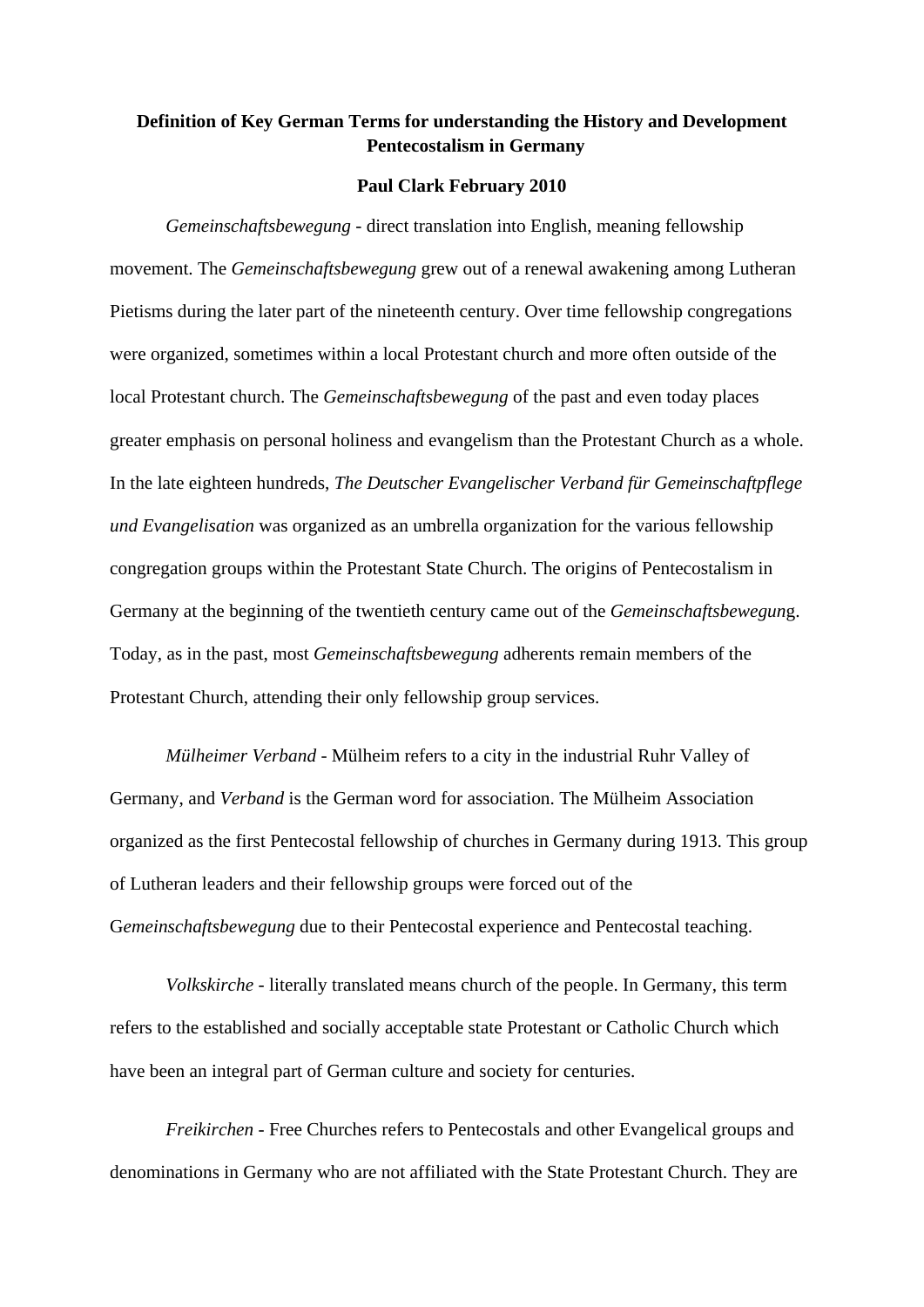**Definition of Key German Terms for understanding the History and Development Pentecostalism in Germany**

**Paul Clark February 2010**

*Gemeinschaftsbewegung* - direct translation into English, meaning fellowship movement. The *Gemeinschaftsbewegung* grew out of a renewal awakening among Lutheran Pietisms during the later part of the nineteenth century. Over time fellowship congregations were organized, sometimes within a local Protestant church and more often outside of the local Protestant church. The *Gemeinschaftsbewegung* of the past and even today places greater emphasis on personal holiness and evangelism than the Protestant Church as a whole. In the late eighteen hundreds, *The Deutscher Evangelischer Verband für Gemeinschaftpflege und Evangelisation* was organized as an umbrella organization for the various fellowship congregation groups within the Protestant State Church. The origins of Pentecostalism in Germany at the beginning of the twentieth century came out of the *Gemeinschaftsbewegun*g. Today, as in the past, most *Gemeinschaftsbewegung* adherents remain members of the Protestant Church, attending their only fellowship group services.

*Mülheimer Verband* - Mülheim refers to a city in the industrial Ruhr Valley of Germany, and *Verband* is the German word for association. The Mülheim Association organized as the first Pentecostal fellowship of churches in Germany during 1913. This group of Lutheran leaders and their fellowship groups were forced out of the G*emeinschaftsbewegung* due to their Pentecostal experience and Pentecostal teaching.

*Volkskirche* - literally translated means church of the people. In Germany, this term refers to the established and socially acceptable state Protestant or Catholic Church which have been an integral part of German culture and society for centuries.

*Freikirchen* - Free Churches refers to Pentecostals and other Evangelical groups and denominations in Germany who are not affiliated with the State Protestant Church. They are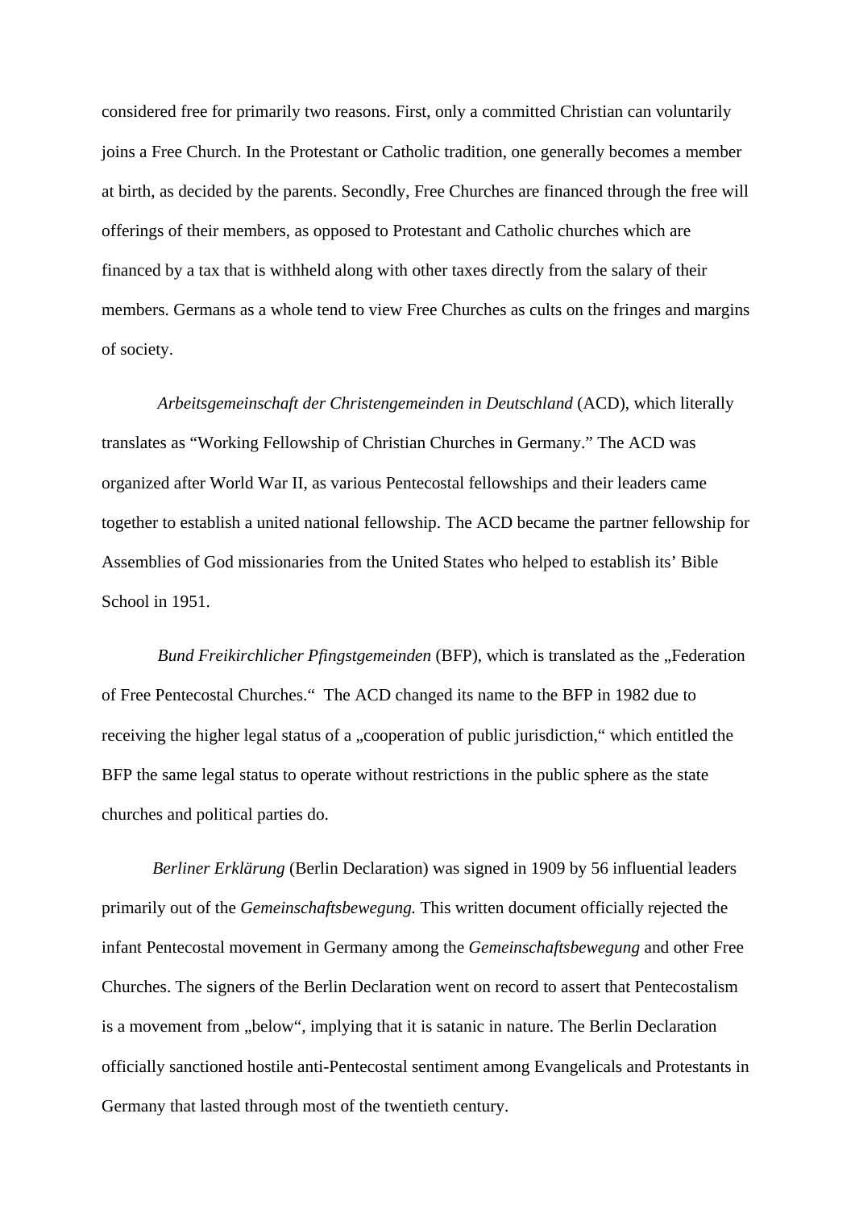considered free for primarily two reasons. First, only a committed Christian can voluntarily joins a Free Church. In the Protestant or Catholic tradition, one generally becomes a member at birth, as decided by the parents. Secondly, Free Churches are financed through the free will offerings of their members, as opposed to Protestant and Catholic churches which are financed by a tax that is withheld along with other taxes directly from the salary of their members. Germans as a whole tend to view Free Churches as cults on the fringes and margins of society.

*Arbeitsgemeinschaft der Christengemeinden in Deutschland* (ACD), which literally translates as "Working Fellowship of Christian Churches in Germany." The ACD was organized after World War II, as various Pentecostal fellowships and their leaders came together to establish a united national fellowship. The ACD became the partner fellowship for Assemblies of God missionaries from the United States who helped to establish its' Bible School in 1951.

*Bund Freikirchlicher Pfingstgemeinden* (BFP), which is translated as the „Federation of Free Pentecostal Churches." The ACD changed its name to the BFP in 1982 due to receiving the higher legal status of a „cooperation of public jurisdiction," which entitled the BFP the same legal status to operate without restrictions in the public sphere as the state churches and political parties do.

*Berliner Erklärung* (Berlin Declaration) was signed in 1909 by 56 influential leaders primarily out of the *Gemeinschaftsbewegung.* This written document officially rejected the infant Pentecostal movement in Germany among the *Gemeinschaftsbewegung* and other Free Churches. The signers of the Berlin Declaration went on record to assert that Pentecostalism is a movement from „below", implying that it is satanic in nature. The Berlin Declaration officially sanctioned hostile anti-Pentecostal sentiment among Evangelicals and Protestants in Germany that lasted through most of the twentieth century.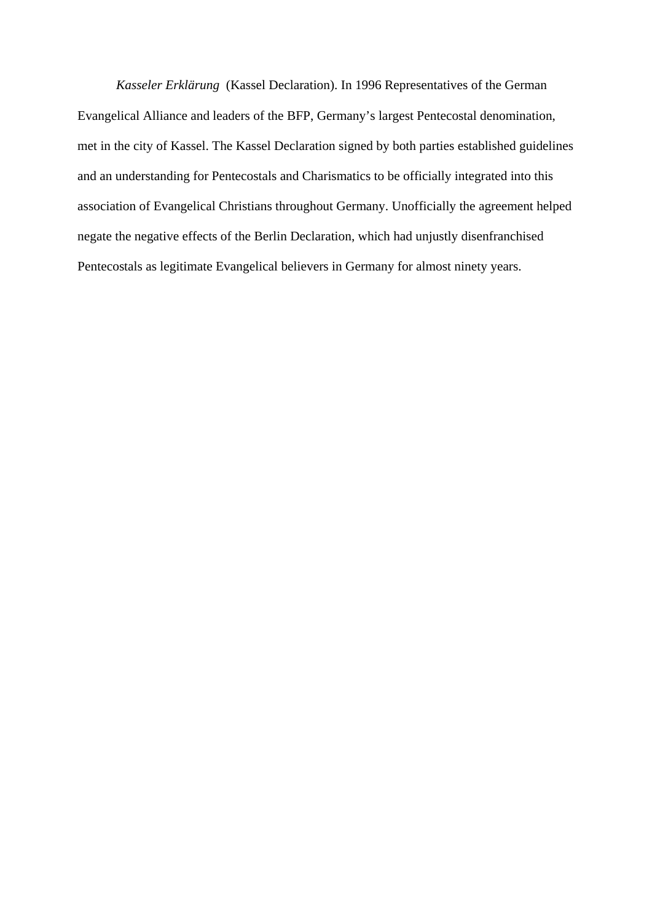*Kasseler Erklärung* (Kassel Declaration). In 1996 Representatives of the German Evangelical Alliance and leaders of the BFP, Germany's largest Pentecostal denomination, met in the city of Kassel. The Kassel Declaration signed by both parties established guidelines and an understanding for Pentecostals and Charismatics to be officially integrated into this association of Evangelical Christians throughout Germany. Unofficially the agreement helped negate the negative effects of the Berlin Declaration, which had unjustly disenfranchised Pentecostals as legitimate Evangelical believers in Germany for almost ninety years.